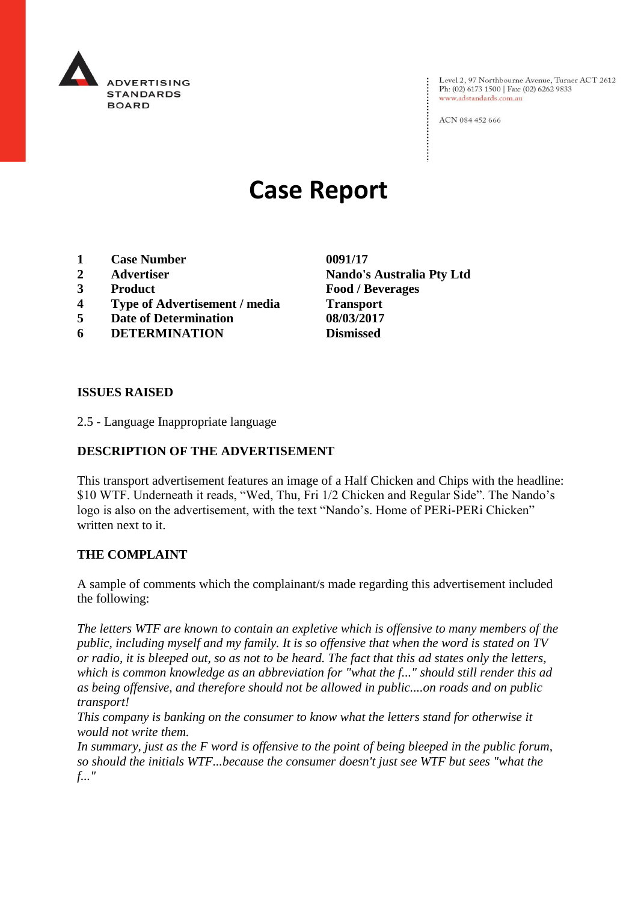ADVERTISING STANDARDS BOARD

Level 2, 97 Northbourne Avenue, Turner ACT 2612
Ph: (02) 6173 1500 | Fax: (02) 6262 9833
www.adstandards.com.au

ACN 084 452 666

# Case Report

| | | |
|---|---|---|
| **1** | **Case Number** | **0091/17** |
| **2** | **Advertiser** | **Nando's Australia Pty Ltd** |
| **3** | **Product** | **Food / Beverages** |
| **4** | **Type of Advertisement / media** | **Transport** |
| **5** | **Date of Determination** | **08/03/2017** |
| **6** | **DETERMINATION** | **Dismissed** |

## ISSUES RAISED

2.5 - Language Inappropriate language

## DESCRIPTION OF THE ADVERTISEMENT

This transport advertisement features an image of a Half Chicken and Chips with the headline: $10 WTF. Underneath it reads, "Wed, Thu, Fri 1/2 Chicken and Regular Side". The Nando's logo is also on the advertisement, with the text "Nando's. Home of PERi-PERi Chicken" written next to it.

## THE COMPLAINT

A sample of comments which the complainant/s made regarding this advertisement included the following:

*The letters WTF are known to contain an expletive which is offensive to many members of the public, including myself and my family. It is so offensive that when the word is stated on TV or radio, it is bleeped out, so as not to be heard. The fact that this ad states only the letters, which is common knowledge as an abbreviation for "what the f..." should still render this ad as being offensive, and therefore should not be allowed in public....on roads and on public transport!*
*This company is banking on the consumer to know what the letters stand for otherwise it would not write them.*
*In summary, just as the F word is offensive to the point of being bleeped in the public forum, so should the initials WTF...because the consumer doesn't just see WTF but sees "what the f..."*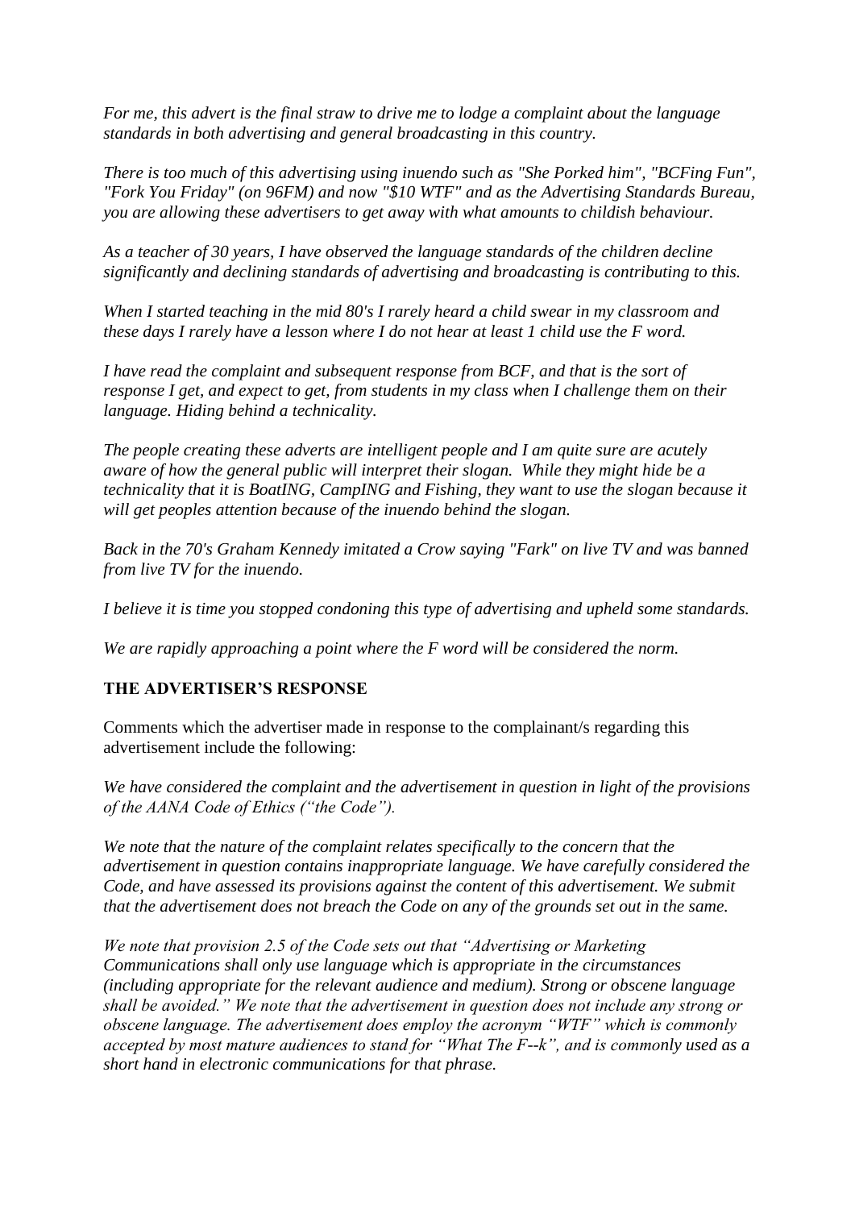*For me, this advert is the final straw to drive me to lodge a complaint about the language standards in both advertising and general broadcasting in this country.*

*There is too much of this advertising using inuendo such as "She Porked him", "BCFing Fun", "Fork You Friday" (on 96FM) and now "$10 WTF" and as the Advertising Standards Bureau, you are allowing these advertisers to get away with what amounts to childish behaviour.*

*As a teacher of 30 years, I have observed the language standards of the children decline significantly and declining standards of advertising and broadcasting is contributing to this.*

*When I started teaching in the mid 80's I rarely heard a child swear in my classroom and these days I rarely have a lesson where I do not hear at least 1 child use the F word.*

*I have read the complaint and subsequent response from BCF, and that is the sort of response I get, and expect to get, from students in my class when I challenge them on their language. Hiding behind a technicality.*

*The people creating these adverts are intelligent people and I am quite sure are acutely aware of how the general public will interpret their slogan. While they might hide be a technicality that it is BoatING, CampING and Fishing, they want to use the slogan because it will get peoples attention because of the inuendo behind the slogan.*

*Back in the 70's Graham Kennedy imitated a Crow saying "Fark" on live TV and was banned from live TV for the inuendo.*

*I believe it is time you stopped condoning this type of advertising and upheld some standards.*

*We are rapidly approaching a point where the F word will be considered the norm.*

**THE ADVERTISER'S RESPONSE**

Comments which the advertiser made in response to the complainant/s regarding this advertisement include the following:

*We have considered the complaint and the advertisement in question in light of the provisions of the AANA Code of Ethics ("the Code").*

*We note that the nature of the complaint relates specifically to the concern that the advertisement in question contains inappropriate language. We have carefully considered the Code, and have assessed its provisions against the content of this advertisement. We submit that the advertisement does not breach the Code on any of the grounds set out in the same.*

*We note that provision 2.5 of the Code sets out that "Advertising or Marketing Communications shall only use language which is appropriate in the circumstances (including appropriate for the relevant audience and medium). Strong or obscene language shall be avoided." We note that the advertisement in question does not include any strong or obscene language. The advertisement does employ the acronym "WTF" which is commonly accepted by most mature audiences to stand for "What The F--k", and is commonly used as a short hand in electronic communications for that phrase.*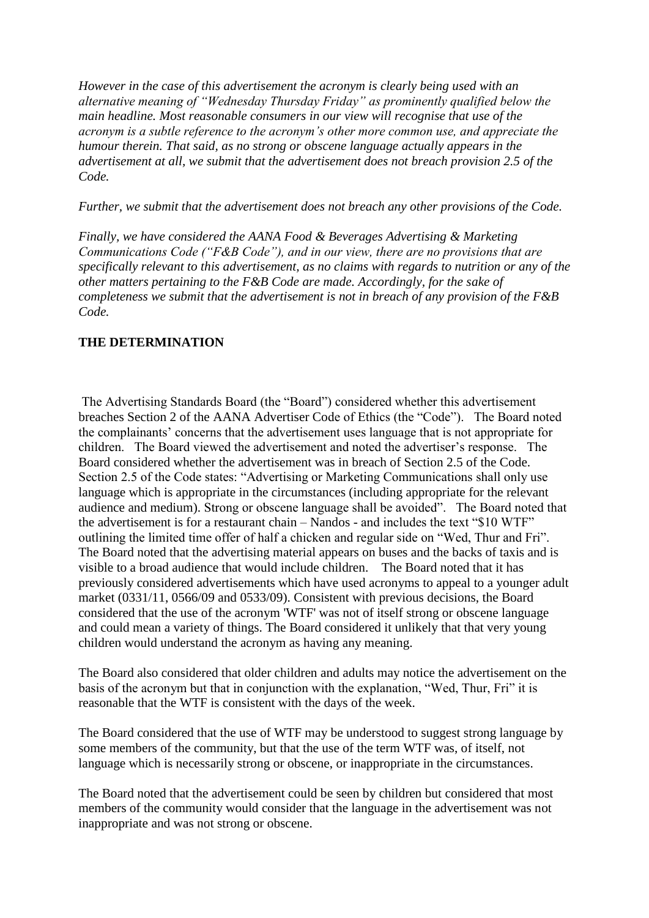*However in the case of this advertisement the acronym is clearly being used with an alternative meaning of "Wednesday Thursday Friday" as prominently qualified below the main headline. Most reasonable consumers in our view will recognise that use of the acronym is a subtle reference to the acronym's other more common use, and appreciate the humour therein. That said, as no strong or obscene language actually appears in the advertisement at all, we submit that the advertisement does not breach provision 2.5 of the Code.*

*Further, we submit that the advertisement does not breach any other provisions of the Code.*

*Finally, we have considered the AANA Food & Beverages Advertising & Marketing Communications Code ("F&B Code"), and in our view, there are no provisions that are specifically relevant to this advertisement, as no claims with regards to nutrition or any of the other matters pertaining to the F&B Code are made. Accordingly, for the sake of completeness we submit that the advertisement is not in breach of any provision of the F&B Code.*

**THE DETERMINATION**

The Advertising Standards Board (the "Board") considered whether this advertisement breaches Section 2 of the AANA Advertiser Code of Ethics (the "Code"). The Board noted the complainants' concerns that the advertisement uses language that is not appropriate for children. The Board viewed the advertisement and noted the advertiser's response. The Board considered whether the advertisement was in breach of Section 2.5 of the Code. Section 2.5 of the Code states: "Advertising or Marketing Communications shall only use language which is appropriate in the circumstances (including appropriate for the relevant audience and medium). Strong or obscene language shall be avoided". The Board noted that the advertisement is for a restaurant chain – Nandos - and includes the text "$10 WTF" outlining the limited time offer of half a chicken and regular side on "Wed, Thur and Fri". The Board noted that the advertising material appears on buses and the backs of taxis and is visible to a broad audience that would include children. The Board noted that it has previously considered advertisements which have used acronyms to appeal to a younger adult market (0331/11, 0566/09 and 0533/09). Consistent with previous decisions, the Board considered that the use of the acronym 'WTF' was not of itself strong or obscene language and could mean a variety of things. The Board considered it unlikely that that very young children would understand the acronym as having any meaning.

The Board also considered that older children and adults may notice the advertisement on the basis of the acronym but that in conjunction with the explanation, "Wed, Thur, Fri" it is reasonable that the WTF is consistent with the days of the week.

The Board considered that the use of WTF may be understood to suggest strong language by some members of the community, but that the use of the term WTF was, of itself, not language which is necessarily strong or obscene, or inappropriate in the circumstances.

The Board noted that the advertisement could be seen by children but considered that most members of the community would consider that the language in the advertisement was not inappropriate and was not strong or obscene.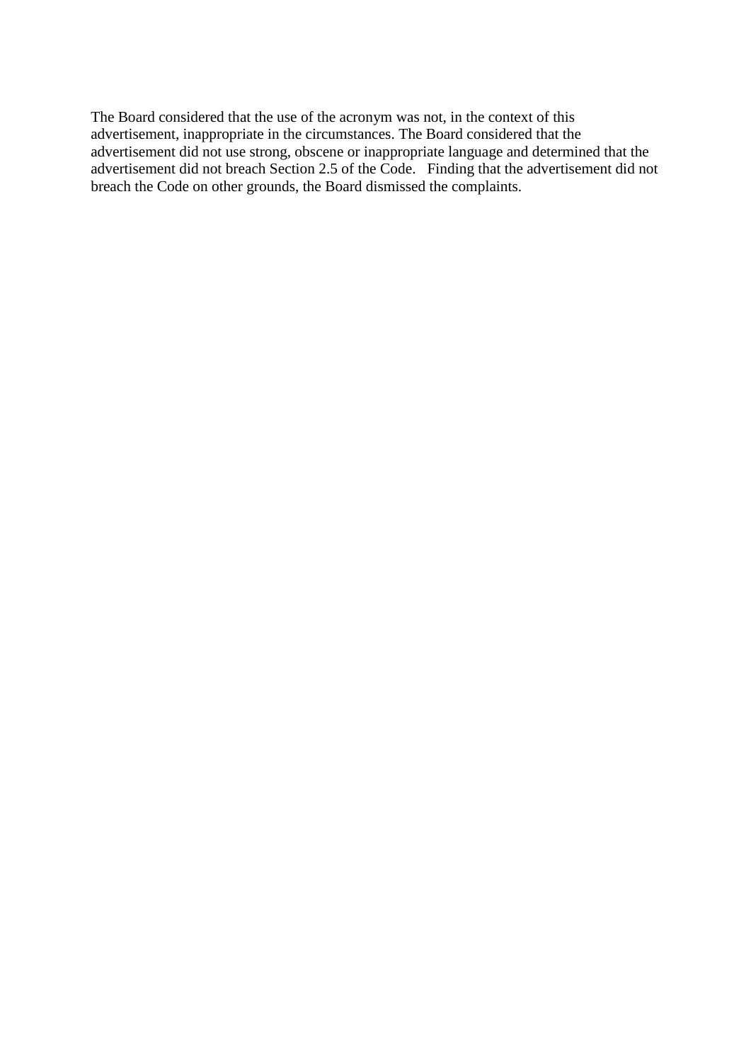The Board considered that the use of the acronym was not, in the context of this advertisement, inappropriate in the circumstances. The Board considered that the advertisement did not use strong, obscene or inappropriate language and determined that the advertisement did not breach Section 2.5 of the Code. Finding that the advertisement did not breach the Code on other grounds, the Board dismissed the complaints.